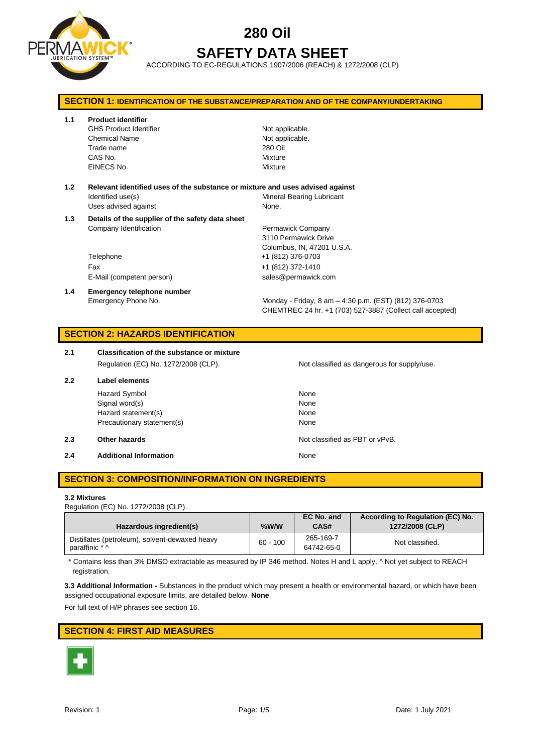# 280 Oil

# SAFETY DATA SHEET

ACCORDING TO EC-REGULATIONS 1907/2006 (REACH) & 1272/2008 (CLP)

## SECTION 1: IDENTIFICATION OF THE SUBSTANCE/PREPARATION AND OF THE COMPANY/UNDERTAKING

**1.1 Product identifier**

| | |
|---|---|
| GHS Product Identifier | Not applicable. |
| Chemical Name | Not applicable. |
| Trade name | 280 Oil |
| CAS No. | Mixture |
| EINECS No. | Mixture |

**1.2 Relevant identified uses of the substance or mixture and uses advised against**

| | |
|---|---|
| Identified use(s) | Mineral Bearing Lubricant |
| Uses advised against | None. |

**1.3 Details of the supplier of the safety data sheet**

| | |
|---|---|
| Company Identification | Permawick Company<br>3110 Permawick Drive<br>Columbus, IN, 47201 U.S.A. |
| Telephone | +1 (812) 376-0703 |
| Fax | +1 (812) 372-1410 |
| E-Mail (competent person) | sales@permawick.com |

**1.4 Emergency telephone number**

| | |
|---|---|
| Emergency Phone No. | Monday - Friday, 8 am – 4:30 p.m. (EST) (812) 376-0703<br>CHEMTREC 24 hr. +1 (703) 527-3887 (Collect call accepted) |

## SECTION 2: HAZARDS IDENTIFICATION

**2.1 Classification of the substance or mixture**

Regulation (EC) No. 1272/2008 (CLP). — Not classified as dangerous for supply/use.

**2.2 Label elements**

| | |
|---|---|
| Hazard Symbol | None |
| Signal word(s) | None |
| Hazard statement(s) | None |
| Precautionary statement(s) | None |

**2.3 Other hazards** — Not classified as PBT or vPvB.

**2.4 Additional Information** — None

## SECTION 3: COMPOSITION/INFORMATION ON INGREDIENTS

**3.2 Mixtures**

Regulation (EC) No. 1272/2008 (CLP).

| Hazardous ingredient(s) | %W/W | EC No. and CAS# | According to Regulation (EC) No. 1272/2008 (CLP) |
|---|---|---|---|
| Distillates (petroleum), solvent-dewaxed heavy paraffinic * ^ | 60 - 100 | 265-169-7<br>64742-65-0 | Not classified. |

* Contains less than 3% DMSO extractable as measured by IP 346 method. Notes H and L apply. ^ Not yet subject to REACH registration.

**3.3 Additional Information -** Substances in the product which may present a health or environmental hazard, or which have been assigned occupational exposure limits, are detailed below. **None**

For full text of H/P phrases see section 16.

## SECTION 4: FIRST AID MEASURES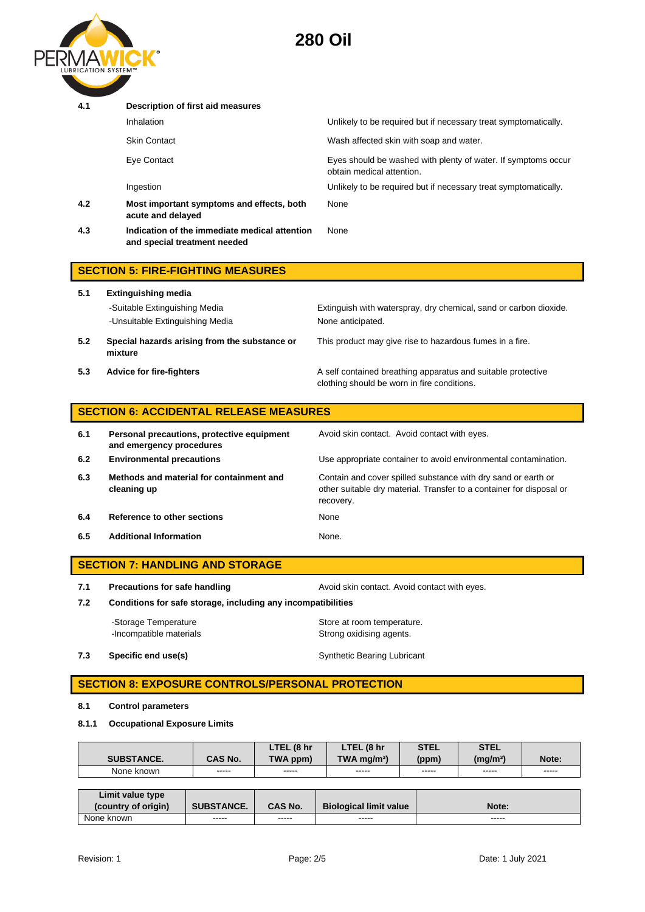**4.1 Description of first aid measures**

| | |
|---|---|
| Inhalation | Unlikely to be required but if necessary treat symptomatically. |
| Skin Contact | Wash affected skin with soap and water. |
| Eye Contact | Eyes should be washed with plenty of water. If symptoms occur obtain medical attention. |
| Ingestion | Unlikely to be required but if necessary treat symptomatically. |

**4.2 Most important symptoms and effects, both acute and delayed** — None

**4.3 Indication of the immediate medical attention and special treatment needed** — None

## SECTION 5: FIRE-FIGHTING MEASURES

**5.1 Extinguishing media**

-Suitable Extinguishing Media — Extinguish with waterspray, dry chemical, sand or carbon dioxide.

-Unsuitable Extinguishing Media — None anticipated.

**5.2 Special hazards arising from the substance or mixture** — This product may give rise to hazardous fumes in a fire.

**5.3 Advice for fire-fighters** — A self contained breathing apparatus and suitable protective clothing should be worn in fire conditions.

## SECTION 6: ACCIDENTAL RELEASE MEASURES

**6.1 Personal precautions, protective equipment and emergency procedures** — Avoid skin contact. Avoid contact with eyes.

**6.2 Environmental precautions** — Use appropriate container to avoid environmental contamination.

**6.3 Methods and material for containment and cleaning up** — Contain and cover spilled substance with dry sand or earth or other suitable dry material. Transfer to a container for disposal or recovery.

**6.4 Reference to other sections** — None

**6.5 Additional Information** — None.

## SECTION 7: HANDLING AND STORAGE

**7.1 Precautions for safe handling** — Avoid skin contact. Avoid contact with eyes.

**7.2 Conditions for safe storage, including any incompatibilities**

-Storage Temperature — Store at room temperature.

-Incompatible materials — Strong oxidising agents.

**7.3 Specific end use(s)** — Synthetic Bearing Lubricant

## SECTION 8: EXPOSURE CONTROLS/PERSONAL PROTECTION

**8.1 Control parameters**

**8.1.1 Occupational Exposure Limits**

| SUBSTANCE. | CAS No. | LTEL (8 hr TWA ppm) | LTEL (8 hr TWA mg/m³) | STEL (ppm) | STEL (mg/m³) | Note: |
|---|---|---|---|---|---|---|
| None known | ----- | ----- | ----- | ----- | ----- | ----- |

| Limit value type (country of origin) | SUBSTANCE. | CAS No. | Biological limit value | Note: |
|---|---|---|---|---|
| None known | ----- | ----- | ----- | ----- |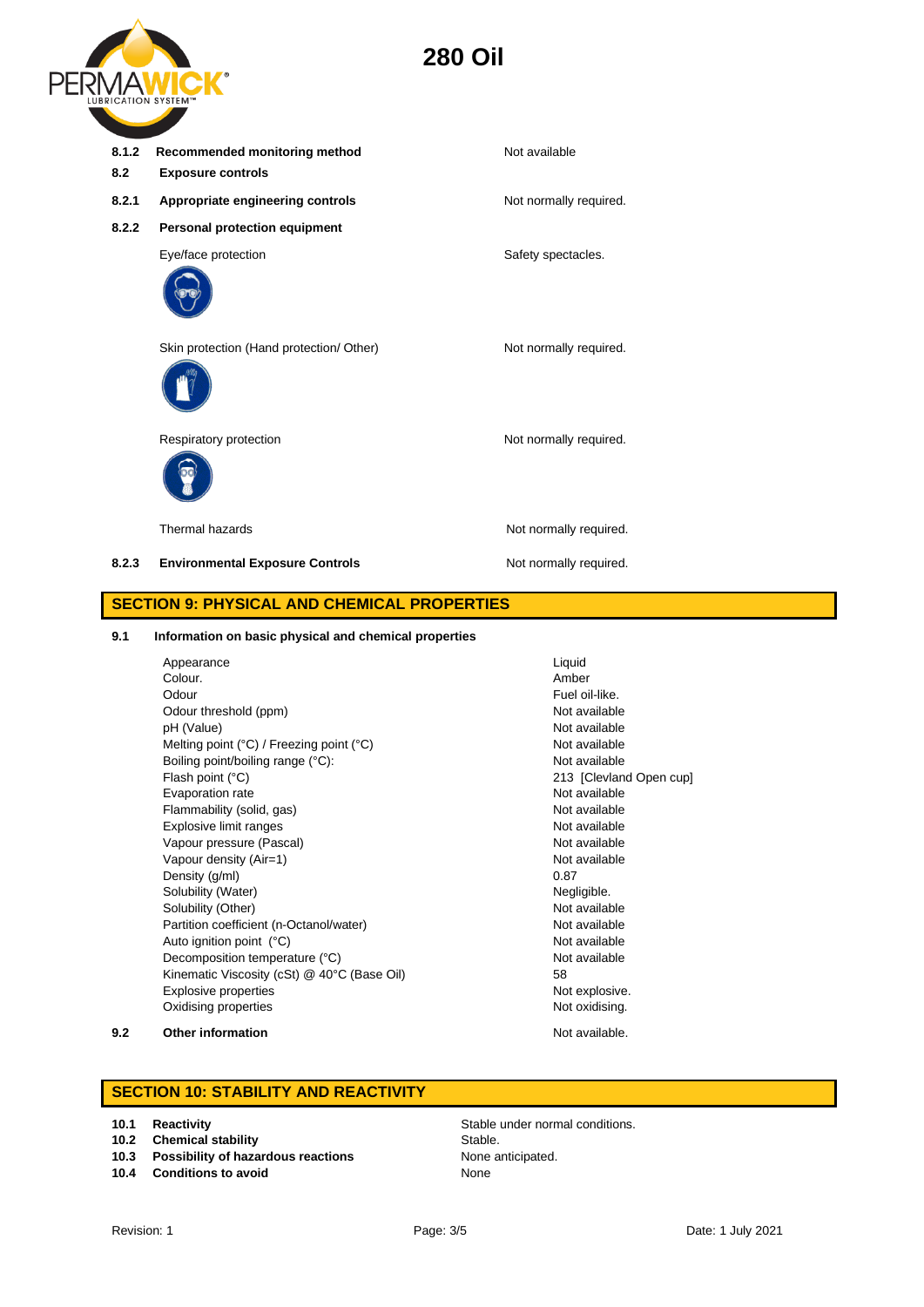# 280 Oil

| | | |
|---|---|---|
| **8.1.2** | **Recommended monitoring method** | Not available |
| **8.2** | **Exposure controls** | |
| **8.2.1** | **Appropriate engineering controls** | Not normally required. |
| **8.2.2** | **Personal protection equipment** | |
| | Eye/face protection | Safety spectacles. |
| | Skin protection (Hand protection/ Other) | Not normally required. |
| | Respiratory protection | Not normally required. |
| | Thermal hazards | Not normally required. |
| **8.2.3** | **Environmental Exposure Controls** | Not normally required. |

## SECTION 9: PHYSICAL AND CHEMICAL PROPERTIES

**9.1 Information on basic physical and chemical properties**

| | |
|---|---|
| Appearance | Liquid |
| Colour. | Amber |
| Odour | Fuel oil-like. |
| Odour threshold (ppm) | Not available |
| pH (Value) | Not available |
| Melting point (°C) / Freezing point (°C) | Not available |
| Boiling point/boiling range (°C): | Not available |
| Flash point (°C) | 213 [Clevland Open cup] |
| Evaporation rate | Not available |
| Flammability (solid, gas) | Not available |
| Explosive limit ranges | Not available |
| Vapour pressure (Pascal) | Not available |
| Vapour density (Air=1) | Not available |
| Density (g/ml) | 0.87 |
| Solubility (Water) | Negligible. |
| Solubility (Other) | Not available |
| Partition coefficient (n-Octanol/water) | Not available |
| Auto ignition point (°C) | Not available |
| Decomposition temperature (°C) | Not available |
| Kinematic Viscosity (cSt) @ 40°C (Base Oil) | 58 |
| Explosive properties | Not explosive. |
| Oxidising properties | Not oxidising. |

**9.2 Other information** Not available.

## SECTION 10: STABILITY AND REACTIVITY

| | | |
|---|---|---|
| **10.1** | **Reactivity** | Stable under normal conditions. |
| **10.2** | **Chemical stability** | Stable. |
| **10.3** | **Possibility of hazardous reactions** | None anticipated. |
| **10.4** | **Conditions to avoid** | None |

Revision: 1 Date: 1 July 2021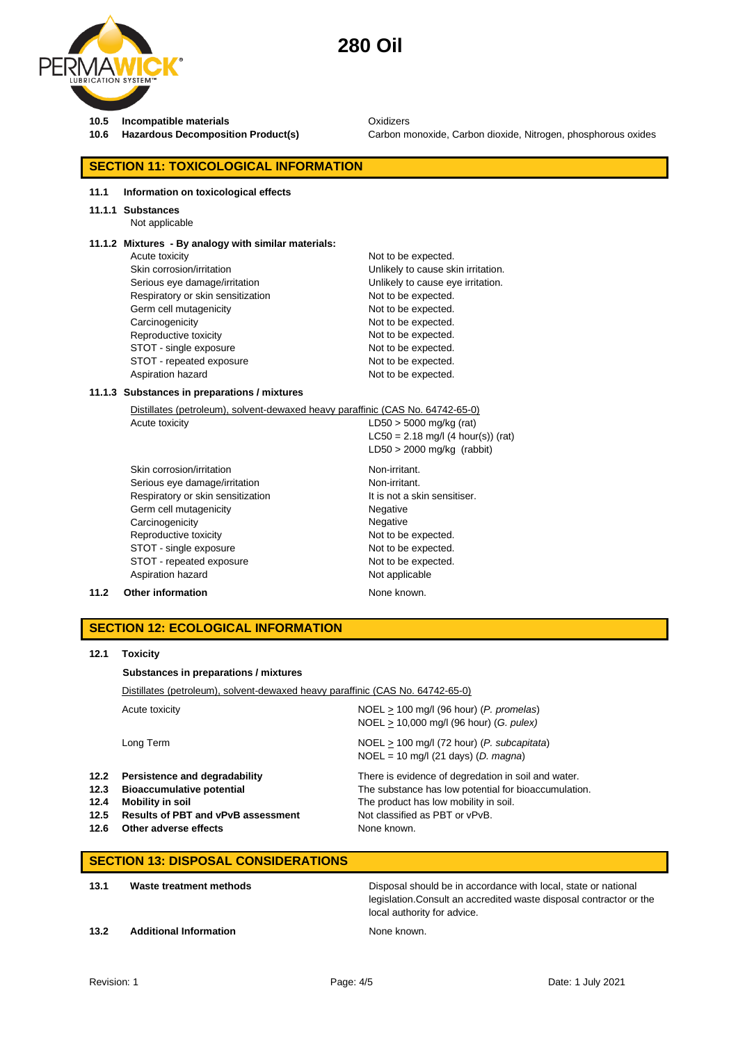# 280 Oil

**10.5 Incompatible materials** Oxidizers

**10.6 Hazardous Decomposition Product(s)** Carbon monoxide, Carbon dioxide, Nitrogen, phosphorous oxides

## SECTION 11: TOXICOLOGICAL INFORMATION

**11.1 Information on toxicological effects**

**11.1.1 Substances**

Not applicable

**11.1.2 Mixtures - By analogy with similar materials:**

| | |
|---|---|
| Acute toxicity | Not to be expected. |
| Skin corrosion/irritation | Unlikely to cause skin irritation. |
| Serious eye damage/irritation | Unlikely to cause eye irritation. |
| Respiratory or skin sensitization | Not to be expected. |
| Germ cell mutagenicity | Not to be expected. |
| Carcinogenicity | Not to be expected. |
| Reproductive toxicity | Not to be expected. |
| STOT - single exposure | Not to be expected. |
| STOT - repeated exposure | Not to be expected. |
| Aspiration hazard | Not to be expected. |

**11.1.3 Substances in preparations / mixtures**

Distillates (petroleum), solvent-dewaxed heavy paraffinic (CAS No. 64742-65-0)

| | |
|---|---|
| Acute toxicity | LD50 > 5000 mg/kg (rat)<br>LC50 = 2.18 mg/l (4 hour(s)) (rat)<br>LD50 > 2000 mg/kg (rabbit) |
| Skin corrosion/irritation | Non-irritant. |
| Serious eye damage/irritation | Non-irritant. |
| Respiratory or skin sensitization | It is not a skin sensitiser. |
| Germ cell mutagenicity | Negative |
| Carcinogenicity | Negative |
| Reproductive toxicity | Not to be expected. |
| STOT - single exposure | Not to be expected. |
| STOT - repeated exposure | Not to be expected. |
| Aspiration hazard | Not applicable |

**11.2 Other information** None known.

## SECTION 12: ECOLOGICAL INFORMATION

**12.1 Toxicity**

**Substances in preparations / mixtures**

Distillates (petroleum), solvent-dewaxed heavy paraffinic (CAS No. 64742-65-0)

| | |
|---|---|
| Acute toxicity | NOEL ≥ 100 mg/l (96 hour) (*P. promelas*)<br>NOEL ≥ 10,000 mg/l (96 hour) (*G. pulex*) |
| Long Term | NOEL ≥ 100 mg/l (72 hour) (*P. subcapitata*)<br>NOEL = 10 mg/l (21 days) (*D. magna*) |

**12.2 Persistence and degradability** There is evidence of degredation in soil and water.

**12.3 Bioaccumulative potential** The substance has low potential for bioaccumulation.

**12.4 Mobility in soil** The product has low mobility in soil.

**12.5 Results of PBT and vPvB assessment** Not classified as PBT or vPvB.

**12.6 Other adverse effects** None known.

## SECTION 13: DISPOSAL CONSIDERATIONS

**13.1 Waste treatment methods** Disposal should be in accordance with local, state or national legislation.Consult an accredited waste disposal contractor or the local authority for advice.

**13.2 Additional Information** None known.

Revision: 1 Date: 1 July 2021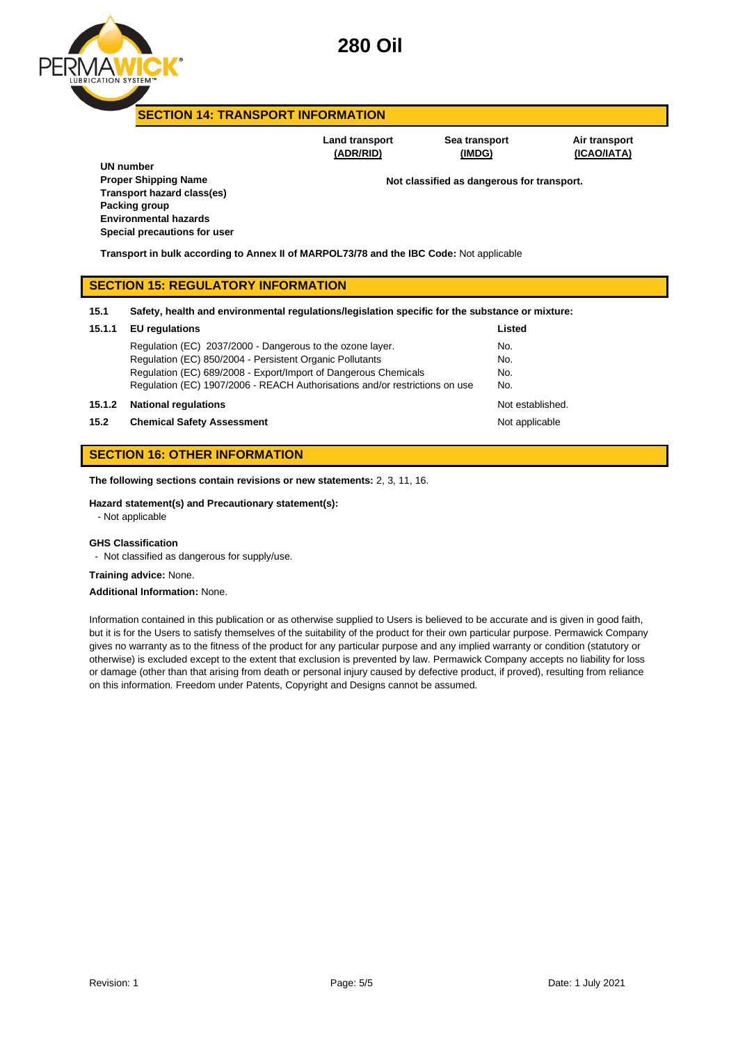# 280 Oil

## SECTION 14: TRANSPORT INFORMATION

| | Land transport (ADR/RID) | Sea transport (IMDG) | Air transport (ICAO/IATA) |
|---|---|---|---|
| **UN number** | | | |
| **Proper Shipping Name** | Not classified as dangerous for transport. | | |
| **Transport hazard class(es)** | | | |
| **Packing group** | | | |
| **Environmental hazards** | | | |
| **Special precautions for user** | | | |

**Transport in bulk according to Annex II of MARPOL73/78 and the IBC Code:** Not applicable

## SECTION 15: REGULATORY INFORMATION

**15.1 Safety, health and environmental regulations/legislation specific for the substance or mixture:**

| | | Listed |
|---|---|---|
| **15.1.1** | **EU regulations** | |
| | Regulation (EC) 2037/2000 - Dangerous to the ozone layer. | No. |
| | Regulation (EC) 850/2004 - Persistent Organic Pollutants | No. |
| | Regulation (EC) 689/2008 - Export/Import of Dangerous Chemicals | No. |
| | Regulation (EC) 1907/2006 - REACH Authorisations and/or restrictions on use | No. |
| **15.1.2** | **National regulations** | Not established. |
| **15.2** | **Chemical Safety Assessment** | Not applicable |

## SECTION 16: OTHER INFORMATION

**The following sections contain revisions or new statements:** 2, 3, 11, 16.

**Hazard statement(s) and Precautionary statement(s):**

- Not applicable

**GHS Classification**

- Not classified as dangerous for supply/use.

**Training advice:** None.

**Additional Information:** None.

Information contained in this publication or as otherwise supplied to Users is believed to be accurate and is given in good faith, but it is for the Users to satisfy themselves of the suitability of the product for their own particular purpose. Permawick Company gives no warranty as to the fitness of the product for any particular purpose and any implied warranty or condition (statutory or otherwise) is excluded except to the extent that exclusion is prevented by law. Permawick Company accepts no liability for loss or damage (other than that arising from death or personal injury caused by defective product, if proved), resulting from reliance on this information. Freedom under Patents, Copyright and Designs cannot be assumed.

Revision: 1 | Date: 1 July 2021